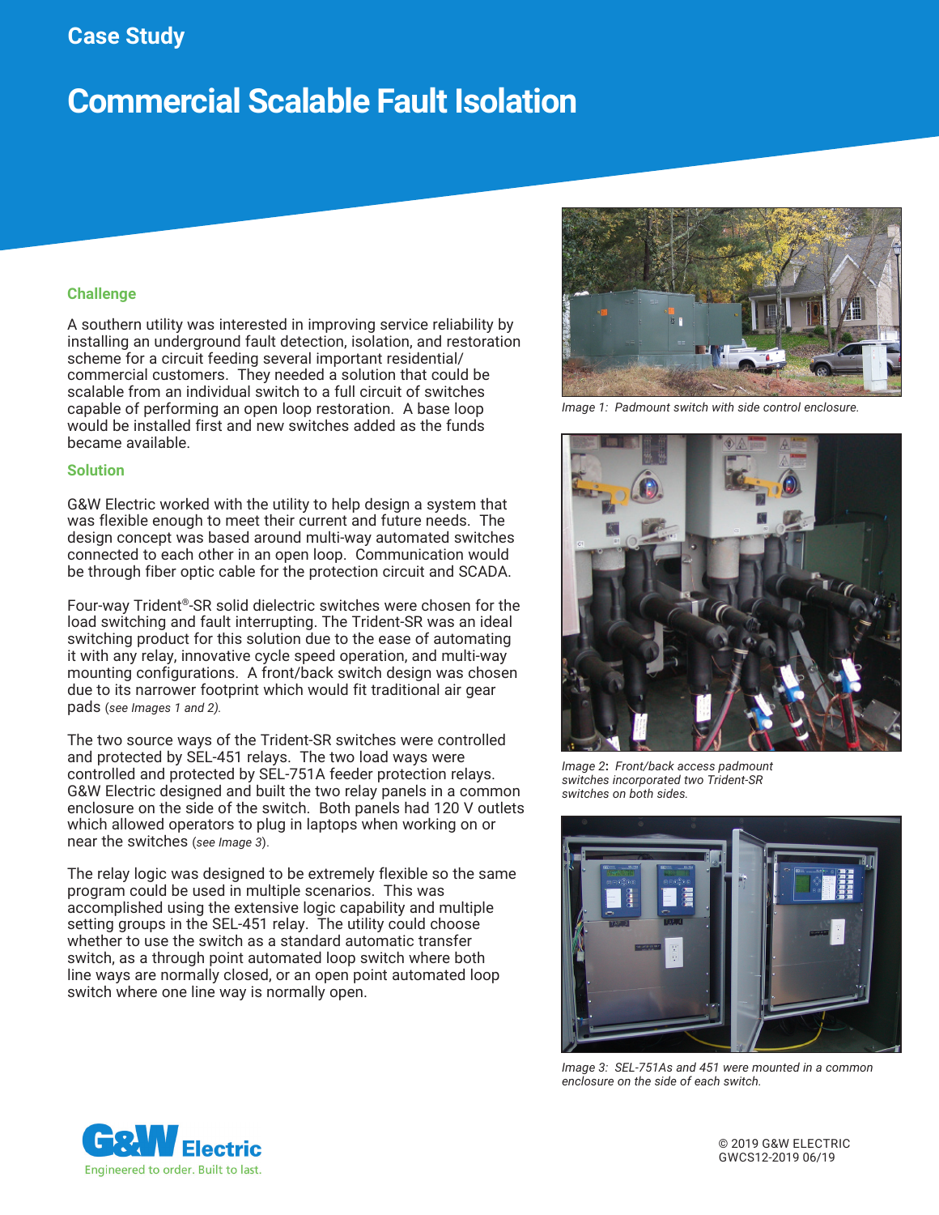Case Study

# Commercial Scalable Fault Isolation

## Challenge

A southern utility was interested in improving service reliability by installing an underground fault detection, isolation, and restoration scheme for a circuit feeding several important residential/ commercial customers. They needed a solution that could be scalable from an individual switch to a full circuit of switches capable of performing an open loop restoration. A base loop would be installed first and new switches added as the funds became available.

## Solution

G&W Electric worked with the utility to help design a system that was flexible enough to meet their current and future needs. The design concept was based around multi-way automated switches connected to each other in an open loop. Communication would be through fiber optic cable for the protection circuit and SCADA.

Four-way Trident®-SR solid dielectric switches were chosen for the load switching and fault interrupting. The Trident-SR was an ideal switching product for this solution due to the ease of automating it with any relay, innovative cycle speed operation, and multi-way mounting configurations. A front/back switch design was chosen due to its narrower footprint which would fit traditional air gear pads *(see Images 1 and 2).*

The two source ways of the Trident-SR switches were controlled and protected by SEL-451 relays. The two load ways were controlled and protected by SEL-751A feeder protection relays. G&W Electric designed and built the two relay panels in a common enclosure on the side of the switch. Both panels had 120 V outlets which allowed operators to plug in laptops when working on or near the switches *(see Image 3).*

The relay logic was designed to be extremely flexible so the same program could be used in multiple scenarios. This was accomplished using the extensive logic capability and multiple setting groups in the SEL-451 relay. The utility could choose whether to use the switch as a standard automatic transfer switch, as a through point automated loop switch where both line ways are normally closed, or an open point automated loop switch where one line way is normally open.

*Image 1: Padmount switch with side control enclosure.*

*Image 2: Front/back access padmount switches incorporated two Trident-SR switches on both sides.*

*Image 3: SEL-751As and 451 were mounted in a common enclosure on the side of each switch.*

G&W Electric
Engineered to order. Built to last.

© 2019 G&W ELECTRIC
GWCS12-2019 06/19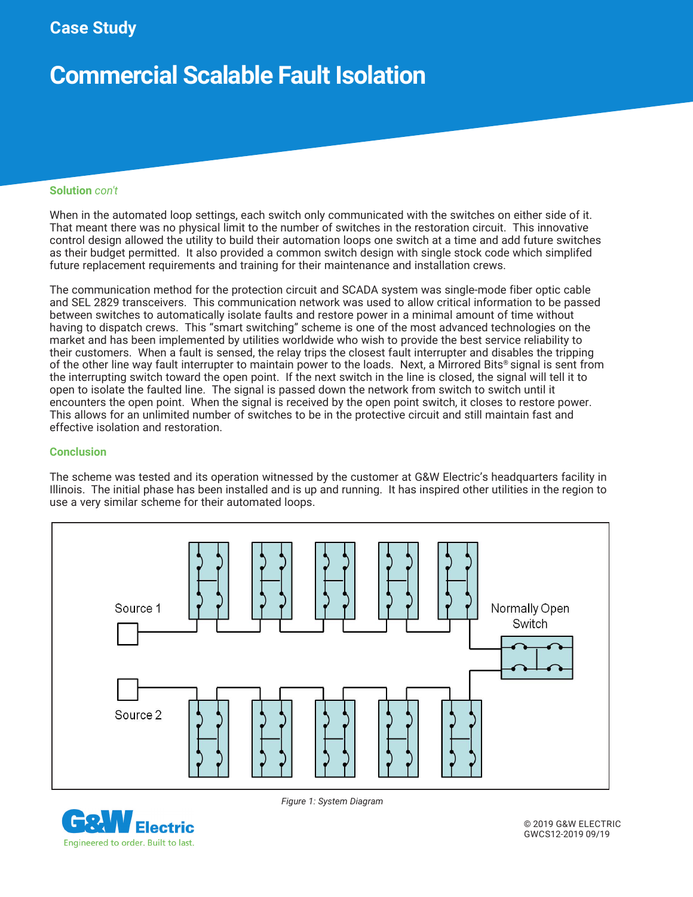Case Study

# Commercial Scalable Fault Isolation

### Solution *con't*

When in the automated loop settings, each switch only communicated with the switches on either side of it. That meant there was no physical limit to the number of switches in the restoration circuit. This innovative control design allowed the utility to build their automation loops one switch at a time and add future switches as their budget permitted. It also provided a common switch design with single stock code which simplifed future replacement requirements and training for their maintenance and installation crews.

The communication method for the protection circuit and SCADA system was single-mode fiber optic cable and SEL 2829 transceivers. This communication network was used to allow critical information to be passed between switches to automatically isolate faults and restore power in a minimal amount of time without having to dispatch crews. This "smart switching" scheme is one of the most advanced technologies on the market and has been implemented by utilities worldwide who wish to provide the best service reliability to their customers. When a fault is sensed, the relay trips the closest fault interrupter and disables the tripping of the other line way fault interrupter to maintain power to the loads. Next, a Mirrored Bits® signal is sent from the interrupting switch toward the open point. If the next switch in the line is closed, the signal will tell it to open to isolate the faulted line. The signal is passed down the network from switch to switch until it encounters the open point. When the signal is received by the open point switch, it closes to restore power. This allows for an unlimited number of switches to be in the protective circuit and still maintain fast and effective isolation and restoration.

### Conclusion

The scheme was tested and its operation witnessed by the customer at G&W Electric's headquarters facility in Illinois. The initial phase has been installed and is up and running. It has inspired other utilities in the region to use a very similar scheme for their automated loops.

Source 1

Source 2

Normally Open Switch

*Figure 1: System Diagram*

G&W Electric
Engineered to order. Built to last.

© 2019 G&W ELECTRIC
GWCS12-2019 09/19